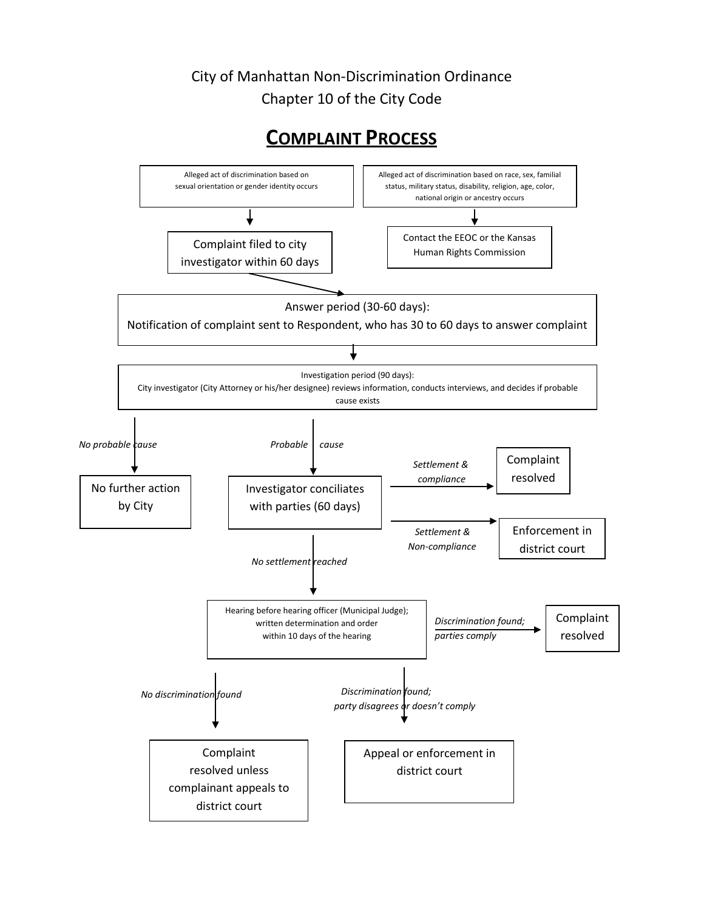City of Manhattan Non-Discrimination Ordinance

Chapter 10 of the City Code

# Complaint Process

Alleged act of discrimination based on sexual orientation or gender identity occurs

→ Complaint filed to city investigator within 60 days

Alleged act of discrimination based on race, sex, familial status, military status, disability, religion, age, color, national origin or ancestry occurs

→ Contact the EEOC or the Kansas Human Rights Commission

Answer period (30-60 days):
Notification of complaint sent to Respondent, who has 30 to 60 days to answer complaint

Investigation period (90 days):
City investigator (City Attorney or his/her designee) reviews information, conducts interviews, and decides if probable cause exists

*No probable cause* → No further action by City

*Probable cause* → Investigator conciliates with parties (60 days)

- *Settlement & compliance* → Complaint resolved
- *Settlement & Non-compliance* → Enforcement in district court
- *No settlement reached* → Hearing before hearing officer (Municipal Judge); written determination and order within 10 days of the hearing

Hearing before hearing officer (Municipal Judge); written determination and order within 10 days of the hearing

- *Discrimination found; parties comply* → Complaint resolved
- *No discrimination found* → Complaint resolved unless complainant appeals to district court
- *Discrimination found; party disagrees or doesn't comply* → Appeal or enforcement in district court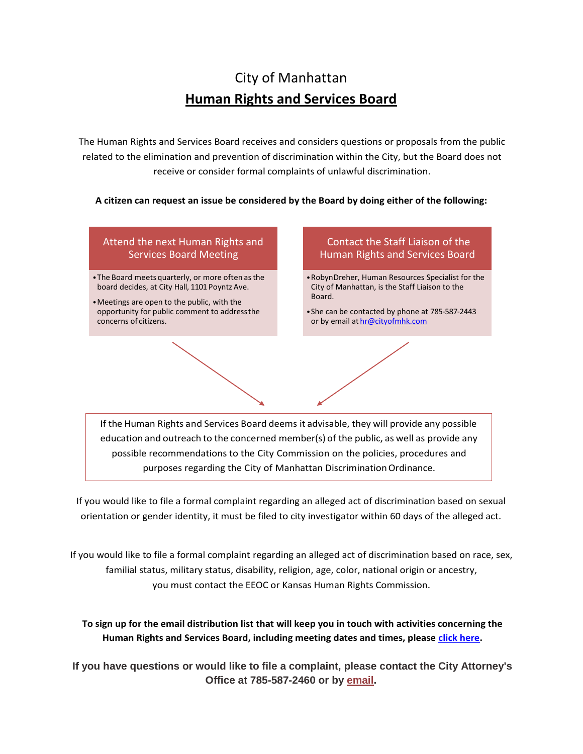City of Manhattan

# Human Rights and Services Board

The Human Rights and Services Board receives and considers questions or proposals from the public related to the elimination and prevention of discrimination within the City, but the Board does not receive or consider formal complaints of unlawful discrimination.

**A citizen can request an issue be considered by the Board by doing either of the following:**

### Attend the next Human Rights and Services Board Meeting

- The Board meets quarterly, or more often as the board decides, at City Hall, 1101 Poyntz Ave.
- Meetings are open to the public, with the opportunity for public comment to address the concerns of citizens.

### Contact the Staff Liaison of the Human Rights and Services Board

- Robyn Dreher, Human Resources Specialist for the City of Manhattan, is the Staff Liaison to the Board.
- She can be contacted by phone at 785-587-2443 or by email at hr@cityofmhk.com

If the Human Rights and Services Board deems it advisable, they will provide any possible education and outreach to the concerned member(s) of the public, as well as provide any possible recommendations to the City Commission on the policies, procedures and purposes regarding the City of Manhattan Discrimination Ordinance.

If you would like to file a formal complaint regarding an alleged act of discrimination based on sexual orientation or gender identity, it must be filed to city investigator within 60 days of the alleged act.

If you would like to file a formal complaint regarding an alleged act of discrimination based on race, sex, familial status, military status, disability, religion, age, color, national origin or ancestry, you must contact the EEOC or Kansas Human Rights Commission.

**To sign up for the email distribution list that will keep you in touch with activities concerning the Human Rights and Services Board, including meeting dates and times, please click here.**

**If you have questions or would like to file a complaint, please contact the City Attorney's Office at 785-587-2460 or by email.**